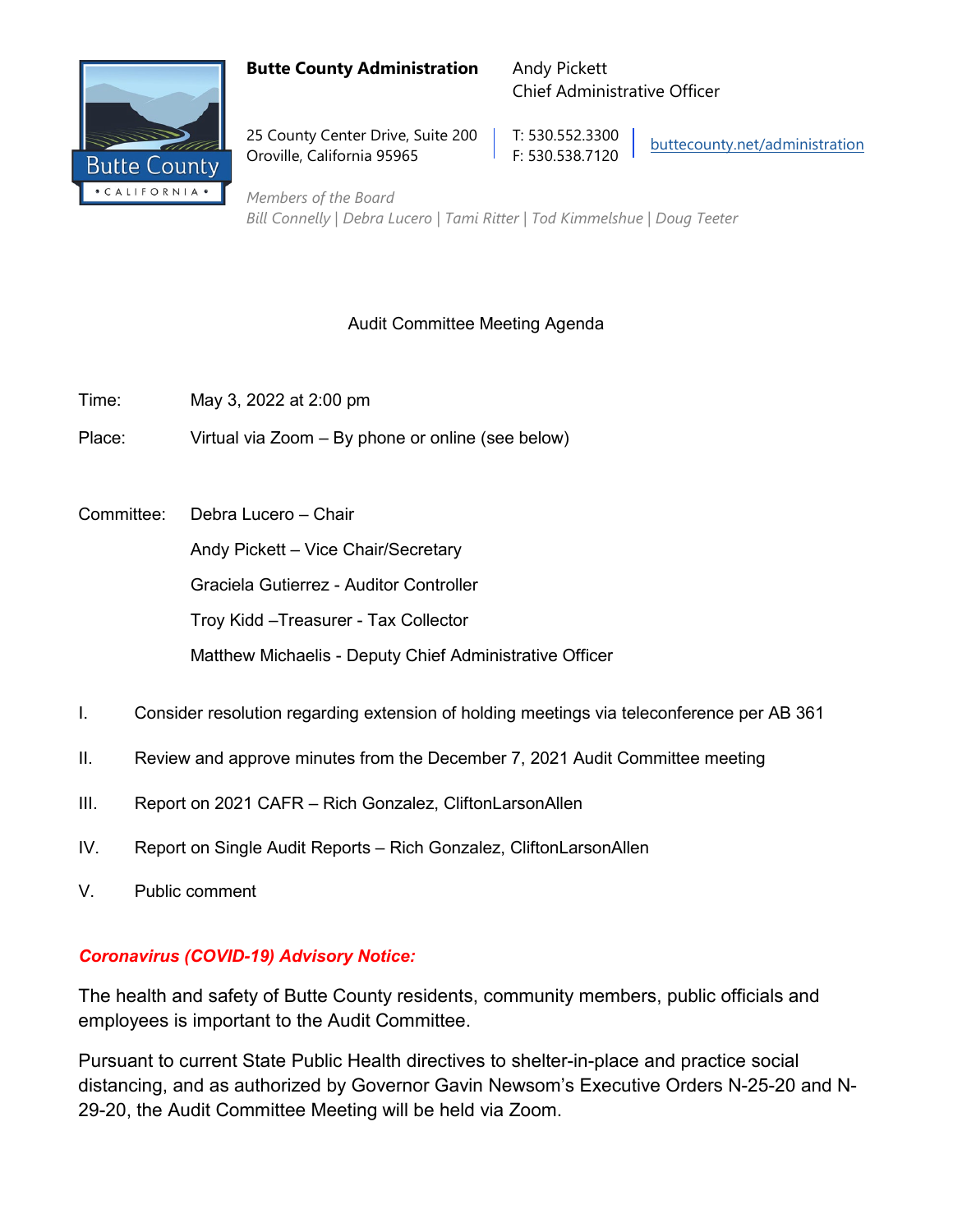**Butte County Administration**

Andy Pickett
Chief Administrative Officer

25 County Center Drive, Suite 200
Oroville, California 95965

T: 530.552.3300
F: 530.538.7120

buttecounty.net/administration

*Members of the Board*
*Bill Connelly | Debra Lucero | Tami Ritter | Tod Kimmelshue | Doug Teeter*

Audit Committee Meeting Agenda

Time: May 3, 2022 at 2:00 pm

Place: Virtual via Zoom – By phone or online (see below)

Committee:
- Debra Lucero – Chair
- Andy Pickett – Vice Chair/Secretary
- Graciela Gutierrez - Auditor Controller
- Troy Kidd –Treasurer - Tax Collector
- Matthew Michaelis - Deputy Chief Administrative Officer

I. Consider resolution regarding extension of holding meetings via teleconference per AB 361

II. Review and approve minutes from the December 7, 2021 Audit Committee meeting

III. Report on 2021 CAFR – Rich Gonzalez, CliftonLarsonAllen

IV. Report on Single Audit Reports – Rich Gonzalez, CliftonLarsonAllen

V. Public comment

***Coronavirus (COVID-19) Advisory Notice:***

The health and safety of Butte County residents, community members, public officials and employees is important to the Audit Committee.

Pursuant to current State Public Health directives to shelter-in-place and practice social distancing, and as authorized by Governor Gavin Newsom's Executive Orders N-25-20 and N-29-20, the Audit Committee Meeting will be held via Zoom.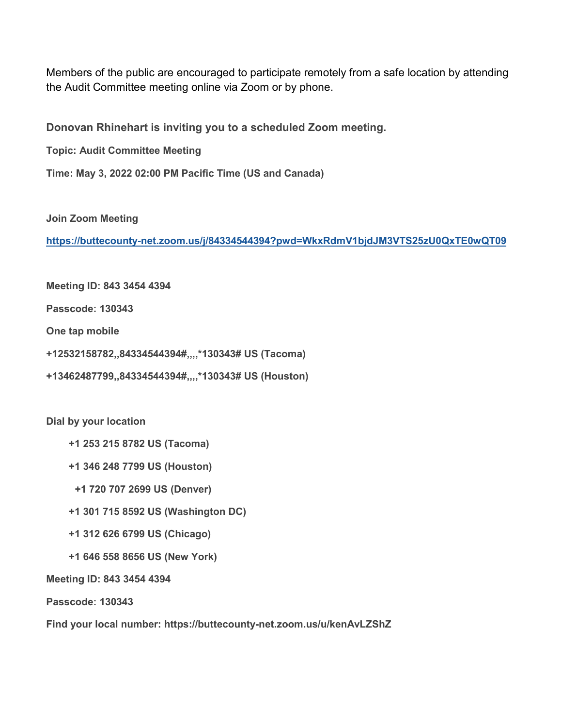Members of the public are encouraged to participate remotely from a safe location by attending the Audit Committee meeting online via Zoom or by phone.

**Donovan Rhinehart is inviting you to a scheduled Zoom meeting.**

**Topic: Audit Committee Meeting**

**Time: May 3, 2022 02:00 PM Pacific Time (US and Canada)**

**Join Zoom Meeting**

**https://buttecounty-net.zoom.us/j/84334544394?pwd=WkxRdmV1bjdJM3VTS25zU0QxTE0wQT09**

**Meeting ID: 843 3454 4394**

**Passcode: 130343**

**One tap mobile**

**+12532158782,,84334544394#,,,,*130343# US (Tacoma)**

**+13462487799,,84334544394#,,,,*130343# US (Houston)**

**Dial by your location**

- **+1 253 215 8782 US (Tacoma)**
- **+1 346 248 7799 US (Houston)**
- **+1 720 707 2699 US (Denver)**
- **+1 301 715 8592 US (Washington DC)**
- **+1 312 626 6799 US (Chicago)**
- **+1 646 558 8656 US (New York)**

**Meeting ID: 843 3454 4394**

**Passcode: 130343**

**Find your local number: https://buttecounty-net.zoom.us/u/kenAvLZShZ**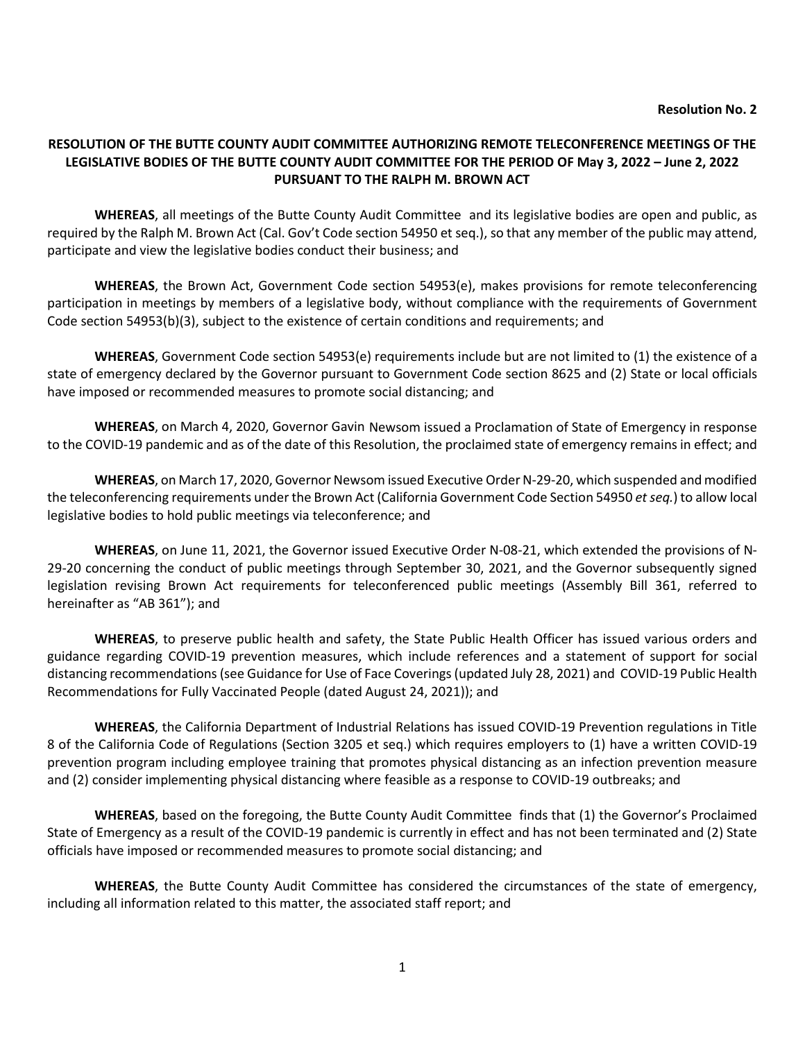**Resolution No. 2**

**RESOLUTION OF THE BUTTE COUNTY AUDIT COMMITTEE AUTHORIZING REMOTE TELECONFERENCE MEETINGS OF THE LEGISLATIVE BODIES OF THE BUTTE COUNTY AUDIT COMMITTEE FOR THE PERIOD OF May 3, 2022 – June 2, 2022 PURSUANT TO THE RALPH M. BROWN ACT**

**WHEREAS**, all meetings of the Butte County Audit Committee and its legislative bodies are open and public, as required by the Ralph M. Brown Act (Cal. Gov't Code section 54950 et seq.), so that any member of the public may attend, participate and view the legislative bodies conduct their business; and

**WHEREAS**, the Brown Act, Government Code section 54953(e), makes provisions for remote teleconferencing participation in meetings by members of a legislative body, without compliance with the requirements of Government Code section 54953(b)(3), subject to the existence of certain conditions and requirements; and

**WHEREAS**, Government Code section 54953(e) requirements include but are not limited to (1) the existence of a state of emergency declared by the Governor pursuant to Government Code section 8625 and (2) State or local officials have imposed or recommended measures to promote social distancing; and

**WHEREAS**, on March 4, 2020, Governor Gavin Newsom issued a Proclamation of State of Emergency in response to the COVID-19 pandemic and as of the date of this Resolution, the proclaimed state of emergency remains in effect; and

**WHEREAS**, on March 17, 2020, Governor Newsom issued Executive Order N-29-20, which suspended and modified the teleconferencing requirements under the Brown Act (California Government Code Section 54950 *et seq.*) to allow local legislative bodies to hold public meetings via teleconference; and

**WHEREAS**, on June 11, 2021, the Governor issued Executive Order N-08-21, which extended the provisions of N-29-20 concerning the conduct of public meetings through September 30, 2021, and the Governor subsequently signed legislation revising Brown Act requirements for teleconferenced public meetings (Assembly Bill 361, referred to hereinafter as "AB 361"); and

**WHEREAS**, to preserve public health and safety, the State Public Health Officer has issued various orders and guidance regarding COVID-19 prevention measures, which include references and a statement of support for social distancing recommendations (see Guidance for Use of Face Coverings (updated July 28, 2021) and COVID-19 Public Health Recommendations for Fully Vaccinated People (dated August 24, 2021)); and

**WHEREAS**, the California Department of Industrial Relations has issued COVID-19 Prevention regulations in Title 8 of the California Code of Regulations (Section 3205 et seq.) which requires employers to (1) have a written COVID-19 prevention program including employee training that promotes physical distancing as an infection prevention measure and (2) consider implementing physical distancing where feasible as a response to COVID-19 outbreaks; and

**WHEREAS**, based on the foregoing, the Butte County Audit Committee finds that (1) the Governor's Proclaimed State of Emergency as a result of the COVID-19 pandemic is currently in effect and has not been terminated and (2) State officials have imposed or recommended measures to promote social distancing; and

**WHEREAS**, the Butte County Audit Committee has considered the circumstances of the state of emergency, including all information related to this matter, the associated staff report; and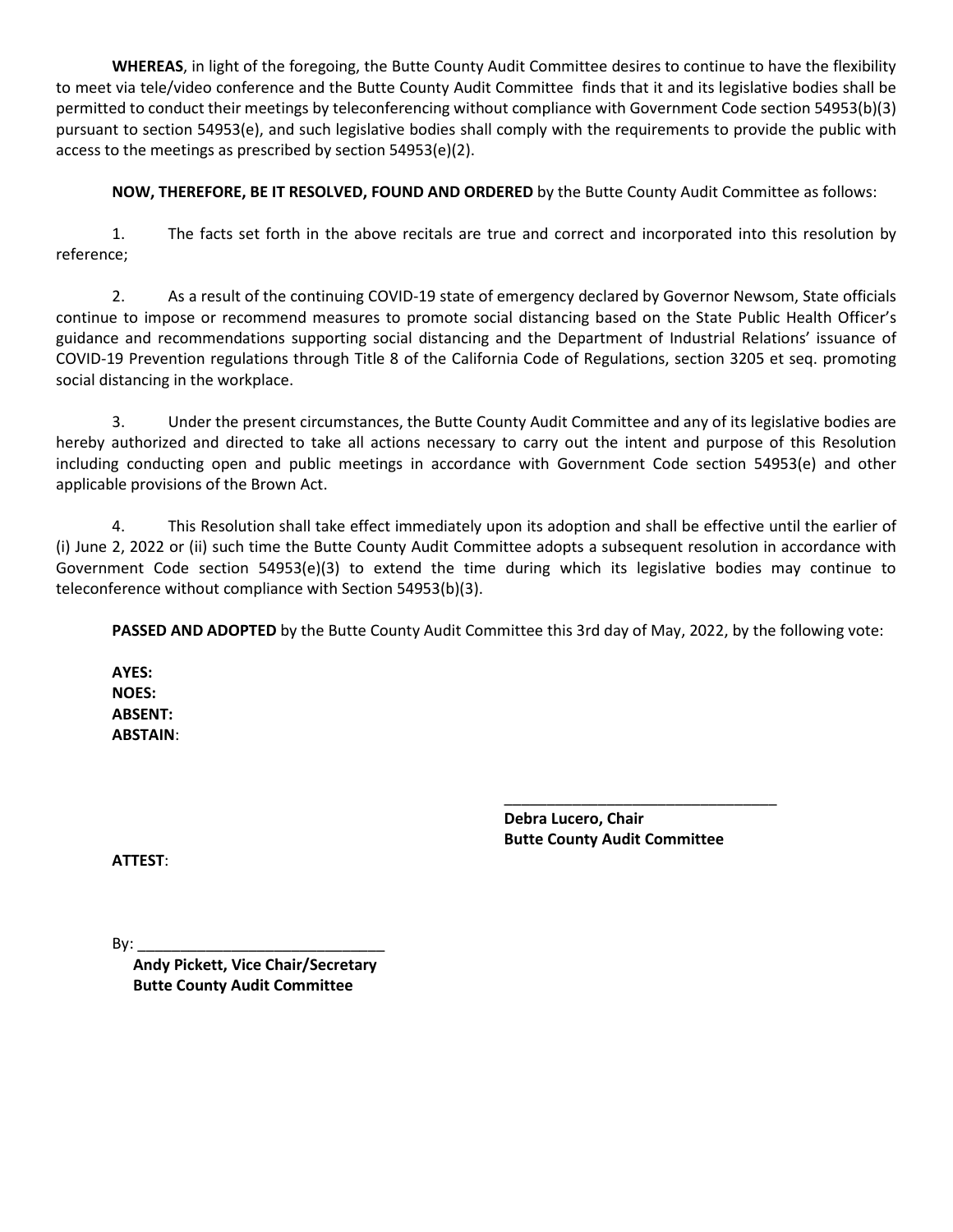**WHEREAS**, in light of the foregoing, the Butte County Audit Committee desires to continue to have the flexibility to meet via tele/video conference and the Butte County Audit Committee finds that it and its legislative bodies shall be permitted to conduct their meetings by teleconferencing without compliance with Government Code section 54953(b)(3) pursuant to section 54953(e), and such legislative bodies shall comply with the requirements to provide the public with access to the meetings as prescribed by section 54953(e)(2).

**NOW, THEREFORE, BE IT RESOLVED, FOUND AND ORDERED** by the Butte County Audit Committee as follows:

1. The facts set forth in the above recitals are true and correct and incorporated into this resolution by reference;

2. As a result of the continuing COVID-19 state of emergency declared by Governor Newsom, State officials continue to impose or recommend measures to promote social distancing based on the State Public Health Officer's guidance and recommendations supporting social distancing and the Department of Industrial Relations' issuance of COVID-19 Prevention regulations through Title 8 of the California Code of Regulations, section 3205 et seq. promoting social distancing in the workplace.

3. Under the present circumstances, the Butte County Audit Committee and any of its legislative bodies are hereby authorized and directed to take all actions necessary to carry out the intent and purpose of this Resolution including conducting open and public meetings in accordance with Government Code section 54953(e) and other applicable provisions of the Brown Act.

4. This Resolution shall take effect immediately upon its adoption and shall be effective until the earlier of (i) June 2, 2022 or (ii) such time the Butte County Audit Committee adopts a subsequent resolution in accordance with Government Code section 54953(e)(3) to extend the time during which its legislative bodies may continue to teleconference without compliance with Section 54953(b)(3).

**PASSED AND ADOPTED** by the Butte County Audit Committee this 3rd day of May, 2022, by the following vote:

**AYES:**
**NOES:**
**ABSENT:**
**ABSTAIN**:

_________________________________
**Debra Lucero, Chair**
**Butte County Audit Committee**

**ATTEST**:

By: _____________________________
**Andy Pickett, Vice Chair/Secretary**
**Butte County Audit Committee**